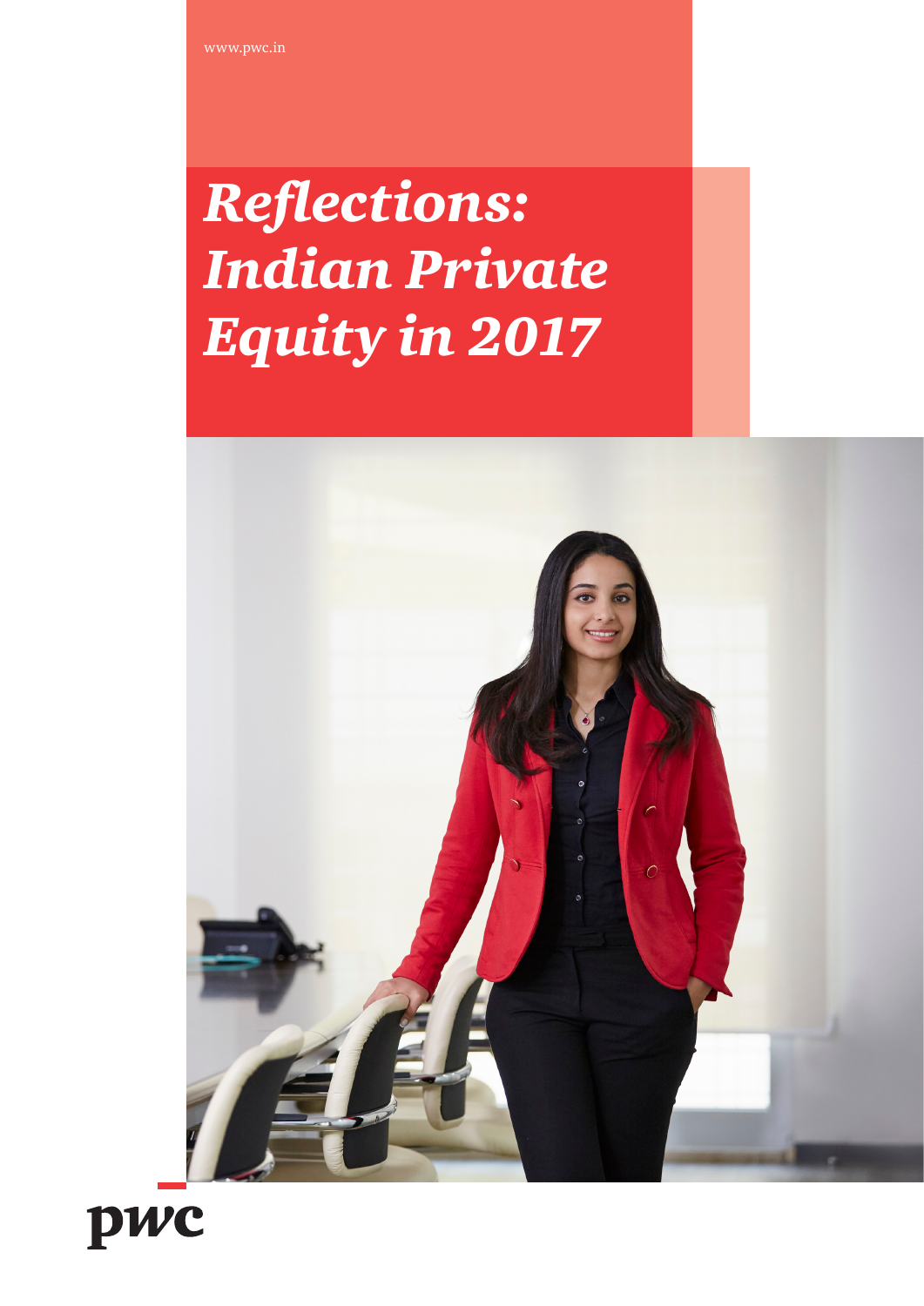www.pwc.in

# *Reflections: Indian Private Equity in 2017*

pwc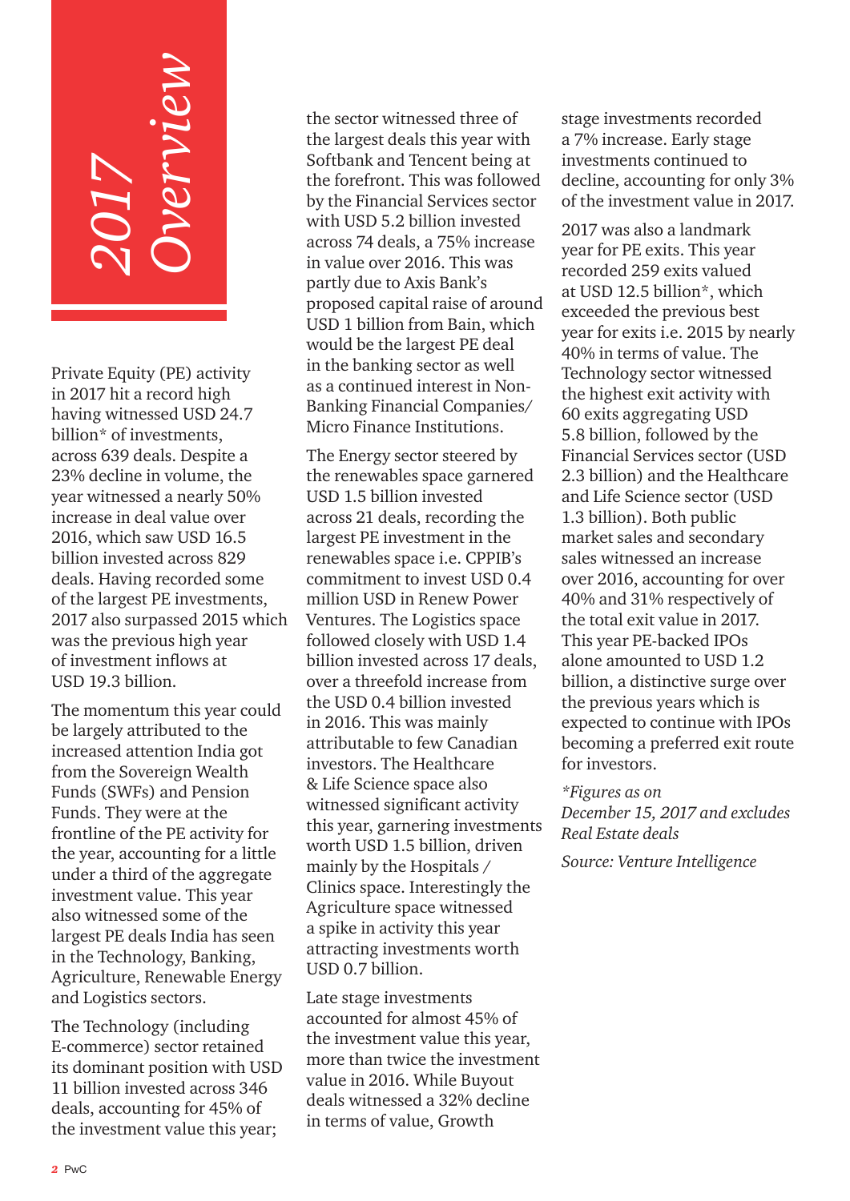# *2017 Overview*

Private Equity (PE) activity in 2017 hit a record high having witnessed USD 24.7 billion* of investments, across 639 deals. Despite a 23% decline in volume, the year witnessed a nearly 50% increase in deal value over 2016, which saw USD 16.5 billion invested across 829 deals. Having recorded some of the largest PE investments, 2017 also surpassed 2015 which was the previous high year of investment inflows at USD 19.3 billion.

The momentum this year could be largely attributed to the increased attention India got from the Sovereign Wealth Funds (SWFs) and Pension Funds. They were at the frontline of the PE activity for the year, accounting for a little under a third of the aggregate investment value. This year also witnessed some of the largest PE deals India has seen in the Technology, Banking, Agriculture, Renewable Energy and Logistics sectors.

The Technology (including E-commerce) sector retained its dominant position with USD 11 billion invested across 346 deals, accounting for 45% of the investment value this year; the sector witnessed three of the largest deals this year with Softbank and Tencent being at the forefront. This was followed by the Financial Services sector with USD 5.2 billion invested across 74 deals, a 75% increase in value over 2016. This was partly due to Axis Bank's proposed capital raise of around USD 1 billion from Bain, which would be the largest PE deal in the banking sector as well as a continued interest in Non-Banking Financial Companies/ Micro Finance Institutions.

The Energy sector steered by the renewables space garnered USD 1.5 billion invested across 21 deals, recording the largest PE investment in the renewables space i.e. CPPIB's commitment to invest USD 0.4 million USD in Renew Power Ventures. The Logistics space followed closely with USD 1.4 billion invested across 17 deals, over a threefold increase from the USD 0.4 billion invested in 2016. This was mainly attributable to few Canadian investors. The Healthcare & Life Science space also witnessed significant activity this year, garnering investments worth USD 1.5 billion, driven mainly by the Hospitals / Clinics space. Interestingly the Agriculture space witnessed a spike in activity this year attracting investments worth USD 0.7 billion.

Late stage investments accounted for almost 45% of the investment value this year, more than twice the investment value in 2016. While Buyout deals witnessed a 32% decline in terms of value, Growth stage investments recorded a 7% increase. Early stage investments continued to decline, accounting for only 3% of the investment value in 2017.

2017 was also a landmark year for PE exits. This year recorded 259 exits valued at USD 12.5 billion*, which exceeded the previous best year for exits i.e. 2015 by nearly 40% in terms of value. The Technology sector witnessed the highest exit activity with 60 exits aggregating USD 5.8 billion, followed by the Financial Services sector (USD 2.3 billion) and the Healthcare and Life Science sector (USD 1.3 billion). Both public market sales and secondary sales witnessed an increase over 2016, accounting for over 40% and 31% respectively of the total exit value in 2017. This year PE-backed IPOs alone amounted to USD 1.2 billion, a distinctive surge over the previous years which is expected to continue with IPOs becoming a preferred exit route for investors.

*\*Figures as on December 15, 2017 and excludes Real Estate deals*

*Source: Venture Intelligence*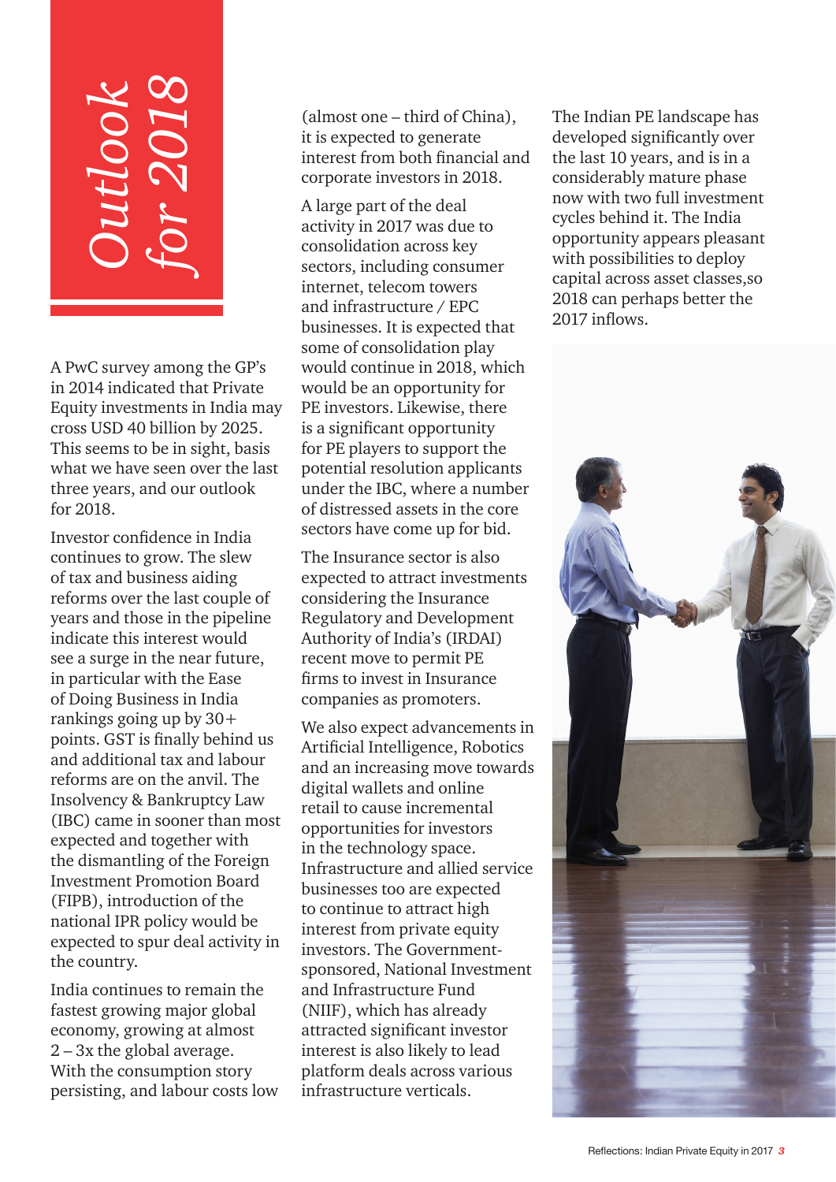# *Outlook for 2018*

A PwC survey among the GP's in 2014 indicated that Private Equity investments in India may cross USD 40 billion by 2025. This seems to be in sight, basis what we have seen over the last three years, and our outlook for 2018.

Investor confidence in India continues to grow. The slew of tax and business aiding reforms over the last couple of years and those in the pipeline indicate this interest would see a surge in the near future, in particular with the Ease of Doing Business in India rankings going up by 30+ points. GST is finally behind us and additional tax and labour reforms are on the anvil. The Insolvency & Bankruptcy Law (IBC) came in sooner than most expected and together with the dismantling of the Foreign Investment Promotion Board (FIPB), introduction of the national IPR policy would be expected to spur deal activity in the country.

India continues to remain the fastest growing major global economy, growing at almost 2 – 3x the global average. With the consumption story persisting, and labour costs low (almost one – third of China), it is expected to generate interest from both financial and corporate investors in 2018.

A large part of the deal activity in 2017 was due to consolidation across key sectors, including consumer internet, telecom towers and infrastructure / EPC businesses. It is expected that some of consolidation play would continue in 2018, which would be an opportunity for PE investors. Likewise, there is a significant opportunity for PE players to support the potential resolution applicants under the IBC, where a number of distressed assets in the core sectors have come up for bid.

The Insurance sector is also expected to attract investments considering the Insurance Regulatory and Development Authority of India's (IRDAI) recent move to permit PE firms to invest in Insurance companies as promoters.

We also expect advancements in Artificial Intelligence, Robotics and an increasing move towards digital wallets and online retail to cause incremental opportunities for investors in the technology space. Infrastructure and allied service businesses too are expected to continue to attract high interest from private equity investors. The Government-sponsored, National Investment and Infrastructure Fund (NIIF), which has already attracted significant investor interest is also likely to lead platform deals across various infrastructure verticals.

The Indian PE landscape has developed significantly over the last 10 years, and is in a considerably mature phase now with two full investment cycles behind it. The India opportunity appears pleasant with possibilities to deploy capital across asset classes,so 2018 can perhaps better the 2017 inflows.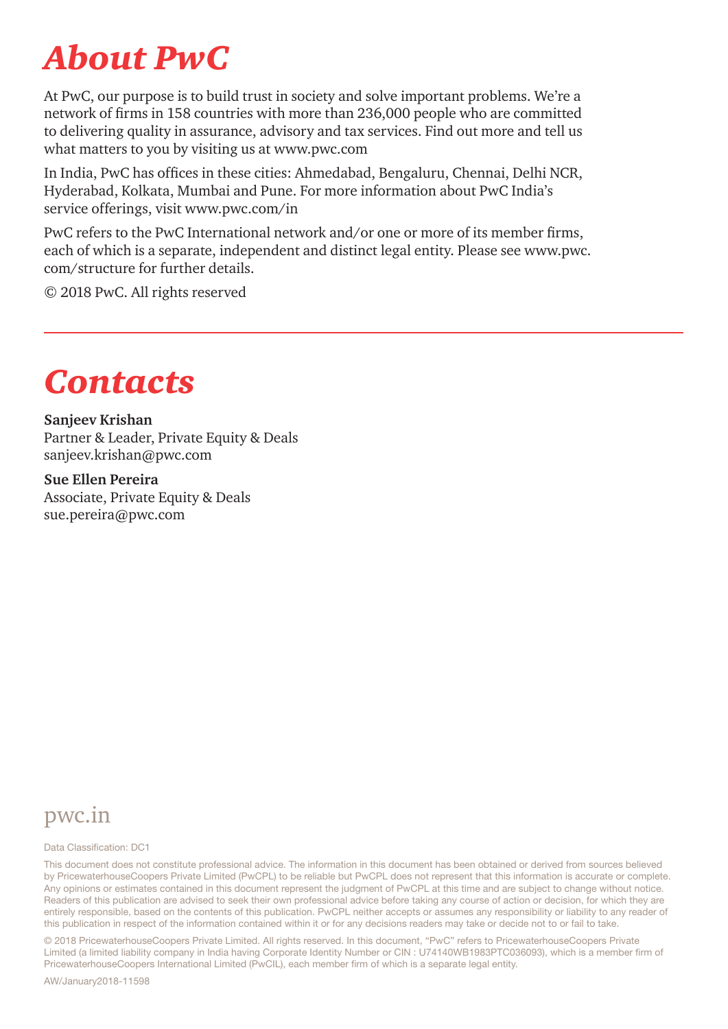# *About PwC*

At PwC, our purpose is to build trust in society and solve important problems. We're a network of firms in 158 countries with more than 236,000 people who are committed to delivering quality in assurance, advisory and tax services. Find out more and tell us what matters to you by visiting us at www.pwc.com

In India, PwC has offices in these cities: Ahmedabad, Bengaluru, Chennai, Delhi NCR, Hyderabad, Kolkata, Mumbai and Pune. For more information about PwC India's service offerings, visit www.pwc.com/in

PwC refers to the PwC International network and/or one or more of its member firms, each of which is a separate, independent and distinct legal entity. Please see www.pwc.com/structure for further details.

© 2018 PwC. All rights reserved

# *Contacts*

**Sanjeev Krishan**
Partner & Leader, Private Equity & Deals
sanjeev.krishan@pwc.com

**Sue Ellen Pereira**
Associate, Private Equity & Deals
sue.pereira@pwc.com

pwc.in

Data Classification: DC1

This document does not constitute professional advice. The information in this document has been obtained or derived from sources believed by PricewaterhouseCoopers Private Limited (PwCPL) to be reliable but PwCPL does not represent that this information is accurate or complete. Any opinions or estimates contained in this document represent the judgment of PwCPL at this time and are subject to change without notice. Readers of this publication are advised to seek their own professional advice before taking any course of action or decision, for which they are entirely responsible, based on the contents of this publication. PwCPL neither accepts or assumes any responsibility or liability to any reader of this publication in respect of the information contained within it or for any decisions readers may take or decide not to or fail to take.

© 2018 PricewaterhouseCoopers Private Limited. All rights reserved. In this document, "PwC" refers to PricewaterhouseCoopers Private Limited (a limited liability company in India having Corporate Identity Number or CIN : U74140WB1983PTC036093), which is a member firm of PricewaterhouseCoopers International Limited (PwCIL), each member firm of which is a separate legal entity.

AW/January2018-11598